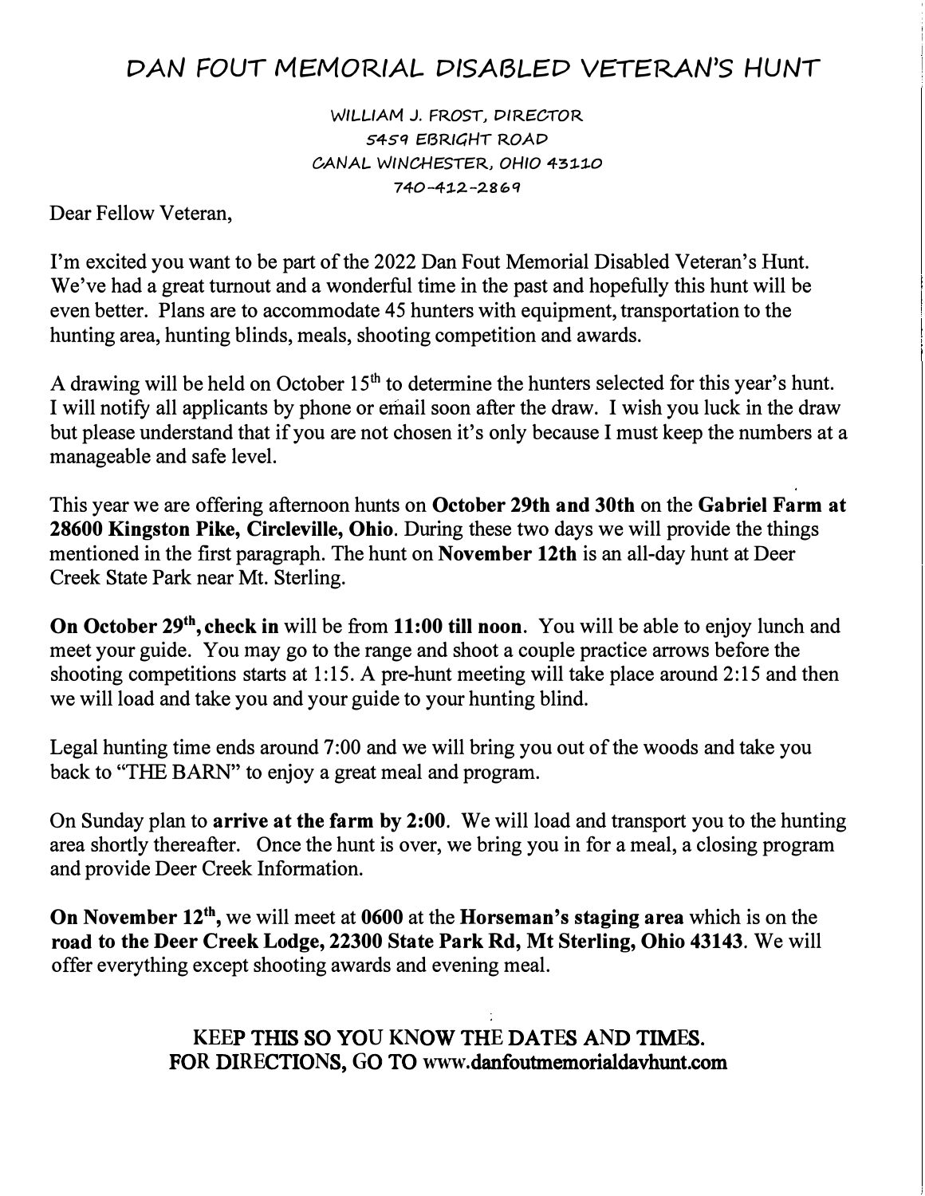# DAN FOUT MEMORIAL DISABLED VETERAN'S HUNT

WILLIAM J. FROST, DIRECTOR
5459 EBRIGHT ROAD
CANAL WINCHESTER, OHIO 43110
740-412-2869

Dear Fellow Veteran,

I'm excited you want to be part of the 2022 Dan Fout Memorial Disabled Veteran's Hunt. We've had a great turnout and a wonderful time in the past and hopefully this hunt will be even better. Plans are to accommodate 45 hunters with equipment, transportation to the hunting area, hunting blinds, meals, shooting competition and awards.

A drawing will be held on October 15th to determine the hunters selected for this year's hunt. I will notify all applicants by phone or email soon after the draw. I wish you luck in the draw but please understand that if you are not chosen it's only because I must keep the numbers at a manageable and safe level.

This year we are offering afternoon hunts on **October 29th and 30th** on the **Gabriel Farm at 28600 Kingston Pike, Circleville, Ohio**. During these two days we will provide the things mentioned in the first paragraph. The hunt on **November 12th** is an all-day hunt at Deer Creek State Park near Mt. Sterling.

**On October 29th, check in** will be from **11:00 till noon**. You will be able to enjoy lunch and meet your guide. You may go to the range and shoot a couple practice arrows before the shooting competitions starts at 1:15. A pre-hunt meeting will take place around 2:15 and then we will load and take you and your guide to your hunting blind.

Legal hunting time ends around 7:00 and we will bring you out of the woods and take you back to "THE BARN" to enjoy a great meal and program.

On Sunday plan to **arrive at the farm by 2:00**. We will load and transport you to the hunting area shortly thereafter. Once the hunt is over, we bring you in for a meal, a closing program and provide Deer Creek Information.

**On November 12th,** we will meet at **0600** at the **Horseman's staging area** which is on the **road to the Deer Creek Lodge, 22300 State Park Rd, Mt Sterling, Ohio 43143**. We will offer everything except shooting awards and evening meal.

**KEEP THIS SO YOU KNOW THE DATES AND TIMES.**
**FOR DIRECTIONS, GO TO www.danfoutmemorialdavhunt.com**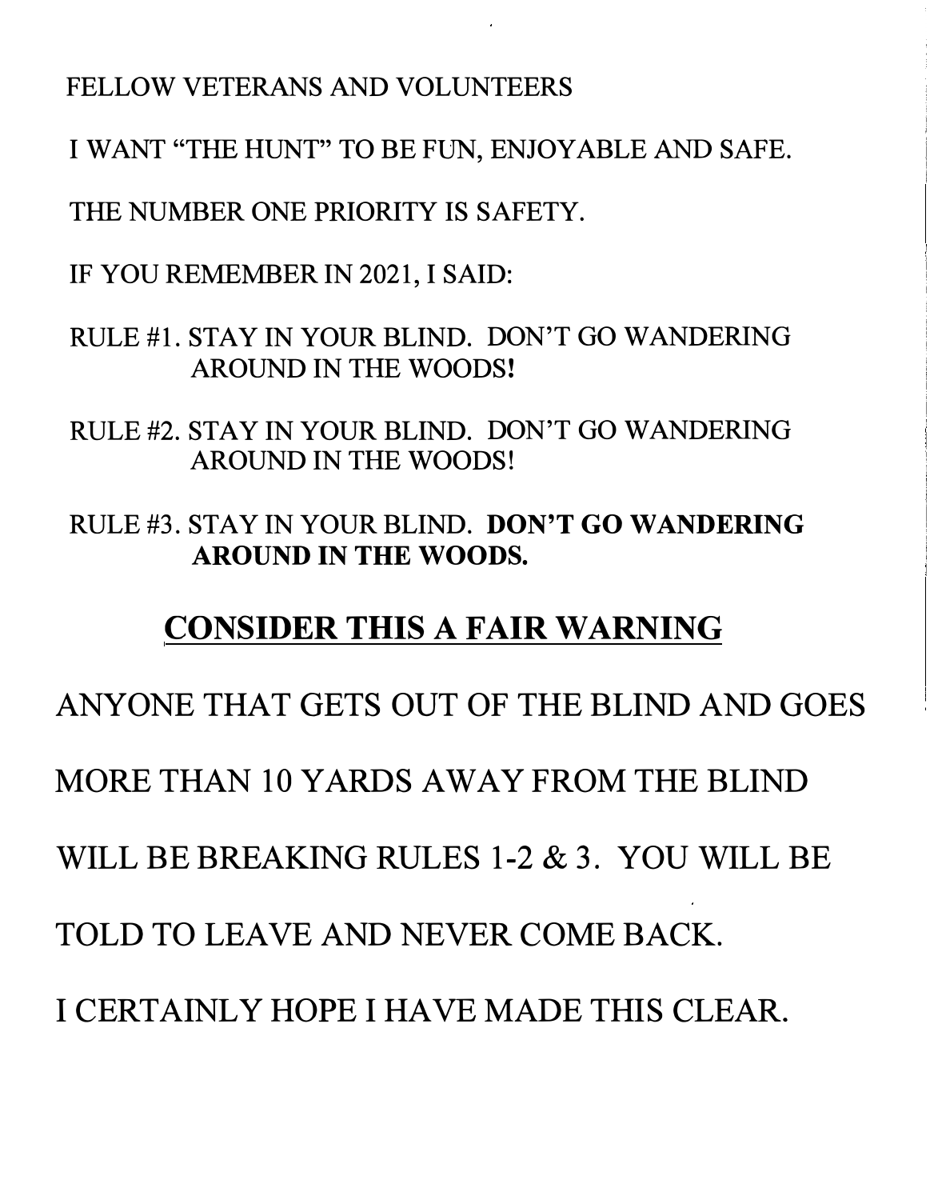FELLOW VETERANS AND VOLUNTEERS

I WANT "THE HUNT" TO BE FUN, ENJOYABLE AND SAFE.

THE NUMBER ONE PRIORITY IS SAFETY.

IF YOU REMEMBER IN 2021, I SAID:

RULE #1. STAY IN YOUR BLIND. DON'T GO WANDERING AROUND IN THE WOODS!

RULE #2. STAY IN YOUR BLIND. DON'T GO WANDERING AROUND IN THE WOODS!

RULE #3. STAY IN YOUR BLIND. **DON'T GO WANDERING AROUND IN THE WOODS.**

## CONSIDER THIS A FAIR WARNING

ANYONE THAT GETS OUT OF THE BLIND AND GOES MORE THAN 10 YARDS AWAY FROM THE BLIND WILL BE BREAKING RULES 1-2 & 3. YOU WILL BE TOLD TO LEAVE AND NEVER COME BACK.

I CERTAINLY HOPE I HAVE MADE THIS CLEAR.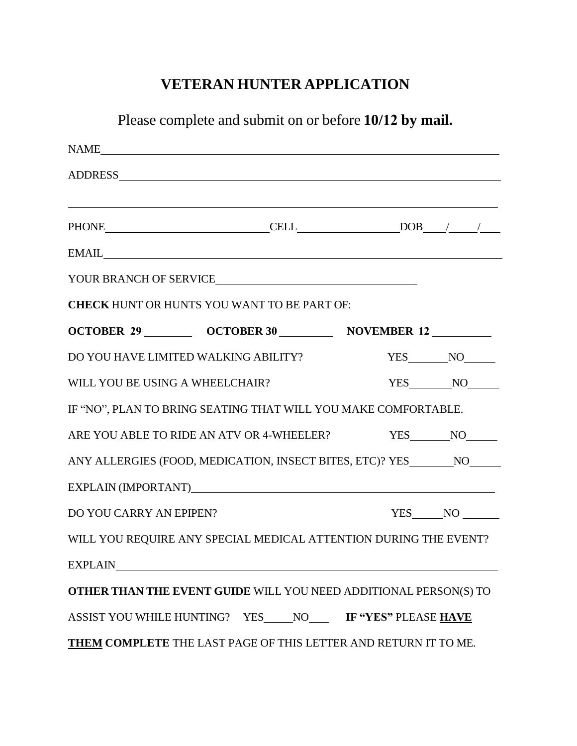# VETERAN HUNTER APPLICATION

Please complete and submit on or before **10/12 by mail.**

NAME\_\_\_\_\_\_\_\_\_\_\_\_\_\_\_\_\_\_\_\_\_\_\_\_\_\_\_\_\_\_\_\_\_\_\_\_\_\_\_\_\_\_\_\_\_\_\_\_\_\_\_\_\_\_\_\_\_\_\_\_

ADDRESS\_\_\_\_\_\_\_\_\_\_\_\_\_\_\_\_\_\_\_\_\_\_\_\_\_\_\_\_\_\_\_\_\_\_\_\_\_\_\_\_\_\_\_\_\_\_\_\_\_\_\_\_\_\_\_\_

\_\_\_\_\_\_\_\_\_\_\_\_\_\_\_\_\_\_\_\_\_\_\_\_\_\_\_\_\_\_\_\_\_\_\_\_\_\_\_\_\_\_\_\_\_\_\_\_\_\_\_\_\_\_\_\_\_\_\_\_\_\_\_\_

PHONE\_\_\_\_\_\_\_\_\_\_\_\_\_\_\_\_\_\_\_\_\_\_\_\_ CELL\_\_\_\_\_\_\_\_\_\_\_\_\_\_\_\_\_\_ DOB\_\_\_\_/\_\_\_\_/\_\_\_\_

EMAIL\_\_\_\_\_\_\_\_\_\_\_\_\_\_\_\_\_\_\_\_\_\_\_\_\_\_\_\_\_\_\_\_\_\_\_\_\_\_\_\_\_\_\_\_\_\_\_\_\_\_\_\_\_\_\_\_\_\_\_\_

YOUR BRANCH OF SERVICE\_\_\_\_\_\_\_\_\_\_\_\_\_\_\_\_\_\_\_\_\_\_\_\_\_\_\_\_\_\_\_\_\_\_

**CHECK** HUNT OR HUNTS YOU WANT TO BE PART OF:

**OCTOBER 29** \_\_\_\_\_\_\_\_ **OCTOBER 30** \_\_\_\_\_\_\_\_\_ **NOVEMBER 12** \_\_\_\_\_\_\_\_\_\_

DO YOU HAVE LIMITED WALKING ABILITY? YES\_\_\_\_\_\_\_NO\_\_\_\_\_\_

WILL YOU BE USING A WHEELCHAIR? YES\_\_\_\_\_\_\_NO\_\_\_\_\_\_

IF "NO", PLAN TO BRING SEATING THAT WILL YOU MAKE COMFORTABLE.

ARE YOU ABLE TO RIDE AN ATV OR 4-WHEELER? YES\_\_\_\_\_\_\_NO\_\_\_\_\_\_

ANY ALLERGIES (FOOD, MEDICATION, INSECT BITES, ETC)? YES\_\_\_\_\_\_\_NO\_\_\_\_\_\_

EXPLAIN (IMPORTANT)\_\_\_\_\_\_\_\_\_\_\_\_\_\_\_\_\_\_\_\_\_\_\_\_\_\_\_\_\_\_\_\_\_\_\_\_\_\_\_\_\_\_\_\_\_\_\_\_\_\_

DO YOU CARRY AN EPIPEN? YES\_\_\_\_\_NO \_\_\_\_\_\_

WILL YOU REQUIRE ANY SPECIAL MEDICAL ATTENTION DURING THE EVENT?

EXPLAIN\_\_\_\_\_\_\_\_\_\_\_\_\_\_\_\_\_\_\_\_\_\_\_\_\_\_\_\_\_\_\_\_\_\_\_\_\_\_\_\_\_\_\_\_\_\_\_\_\_\_\_\_\_\_\_\_\_\_

**OTHER THAN THE EVENT GUIDE** WILL YOU NEED ADDITIONAL PERSON(S) TO ASSIST YOU WHILE HUNTING? YES\_\_\_\_\_NO\_\_\_\_ **IF "YES"** PLEASE **<u>HAVE THEM</u> COMPLETE** THE LAST PAGE OF THIS LETTER AND RETURN IT TO ME.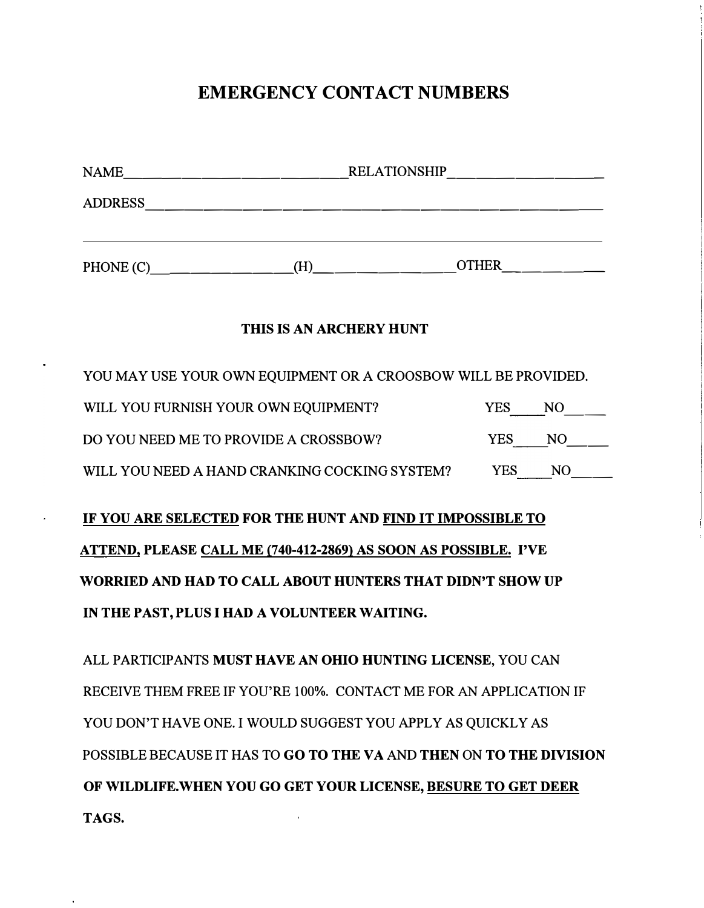# EMERGENCY CONTACT NUMBERS

NAME_______________________________ RELATIONSHIP_____________________

ADDRESS_______________________________________________________________

______________________________________________________________________

PHONE (C)__________________ (H)__________________ OTHER______________

**THIS IS AN ARCHERY HUNT**

YOU MAY USE YOUR OWN EQUIPMENT OR A CROOSBOW WILL BE PROVIDED.

WILL YOU FURNISH YOUR OWN EQUIPMENT? YES_____ NO_____

DO YOU NEED ME TO PROVIDE A CROSSBOW? YES_____ NO_____

WILL YOU NEED A HAND CRANKING COCKING SYSTEM? YES_____ NO_____

**<u>IF YOU ARE SELECTED</u> FOR THE HUNT AND <u>FIND IT IMPOSSIBLE TO ATTEND</u>, PLEASE <u>CALL ME (740-412-2869) AS SOON AS POSSIBLE.</u> I'VE WORRIED AND HAD TO CALL ABOUT HUNTERS THAT DIDN'T SHOW UP IN THE PAST, PLUS I HAD A VOLUNTEER WAITING.**

ALL PARTICIPANTS **MUST HAVE AN OHIO HUNTING LICENSE**, YOU CAN RECEIVE THEM FREE IF YOU'RE 100%. CONTACT ME FOR AN APPLICATION IF YOU DON'T HAVE ONE. I WOULD SUGGEST YOU APPLY AS QUICKLY AS POSSIBLE BECAUSE IT HAS TO **GO TO THE VA** AND **THEN** ON **TO THE DIVISION OF WILDLIFE.WHEN YOU GO GET YOUR LICENSE, <u>BESURE TO GET DEER</u> TAGS.**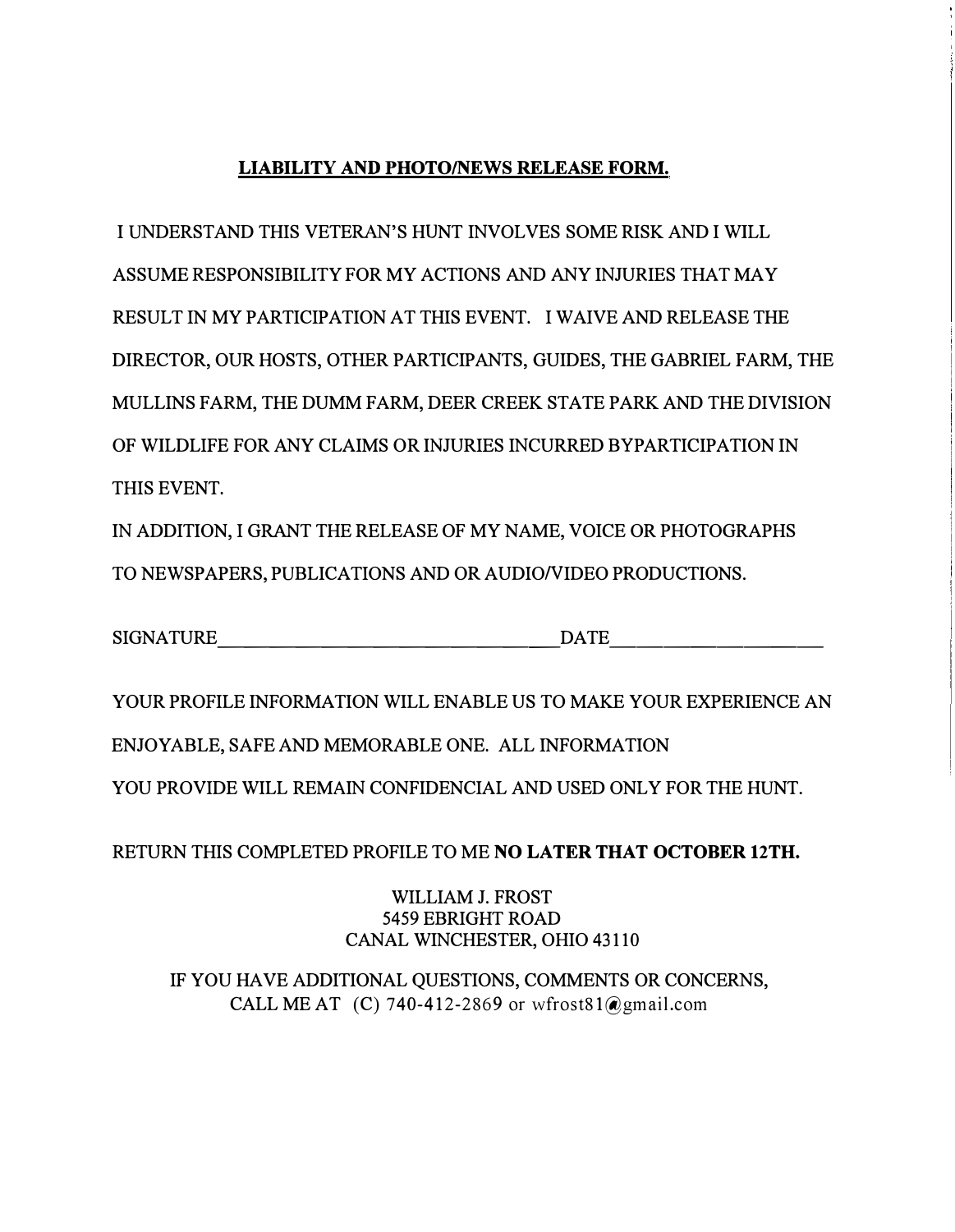## LIABILITY AND PHOTO/NEWS RELEASE FORM.

I UNDERSTAND THIS VETERAN'S HUNT INVOLVES SOME RISK AND I WILL ASSUME RESPONSIBILITY FOR MY ACTIONS AND ANY INJURIES THAT MAY RESULT IN MY PARTICIPATION AT THIS EVENT. I WAIVE AND RELEASE THE DIRECTOR, OUR HOSTS, OTHER PARTICIPANTS, GUIDES, THE GABRIEL FARM, THE MULLINS FARM, THE DUMM FARM, DEER CREEK STATE PARK AND THE DIVISION OF WILDLIFE FOR ANY CLAIMS OR INJURIES INCURRED BYPARTICIPATION IN THIS EVENT.

IN ADDITION, I GRANT THE RELEASE OF MY NAME, VOICE OR PHOTOGRAPHS TO NEWSPAPERS, PUBLICATIONS AND OR AUDIO/VIDEO PRODUCTIONS.

SIGNATURE______________________________________DATE______________________

YOUR PROFILE INFORMATION WILL ENABLE US TO MAKE YOUR EXPERIENCE AN ENJOYABLE, SAFE AND MEMORABLE ONE. ALL INFORMATION YOU PROVIDE WILL REMAIN CONFIDENCIAL AND USED ONLY FOR THE HUNT.

RETURN THIS COMPLETED PROFILE TO ME **NO LATER THAT OCTOBER 12TH.**

WILLIAM J. FROST
5459 EBRIGHT ROAD
CANAL WINCHESTER, OHIO 43110

IF YOU HAVE ADDITIONAL QUESTIONS, COMMENTS OR CONCERNS, CALL ME AT (C) 740-412-2869 or wfrost81@gmail.com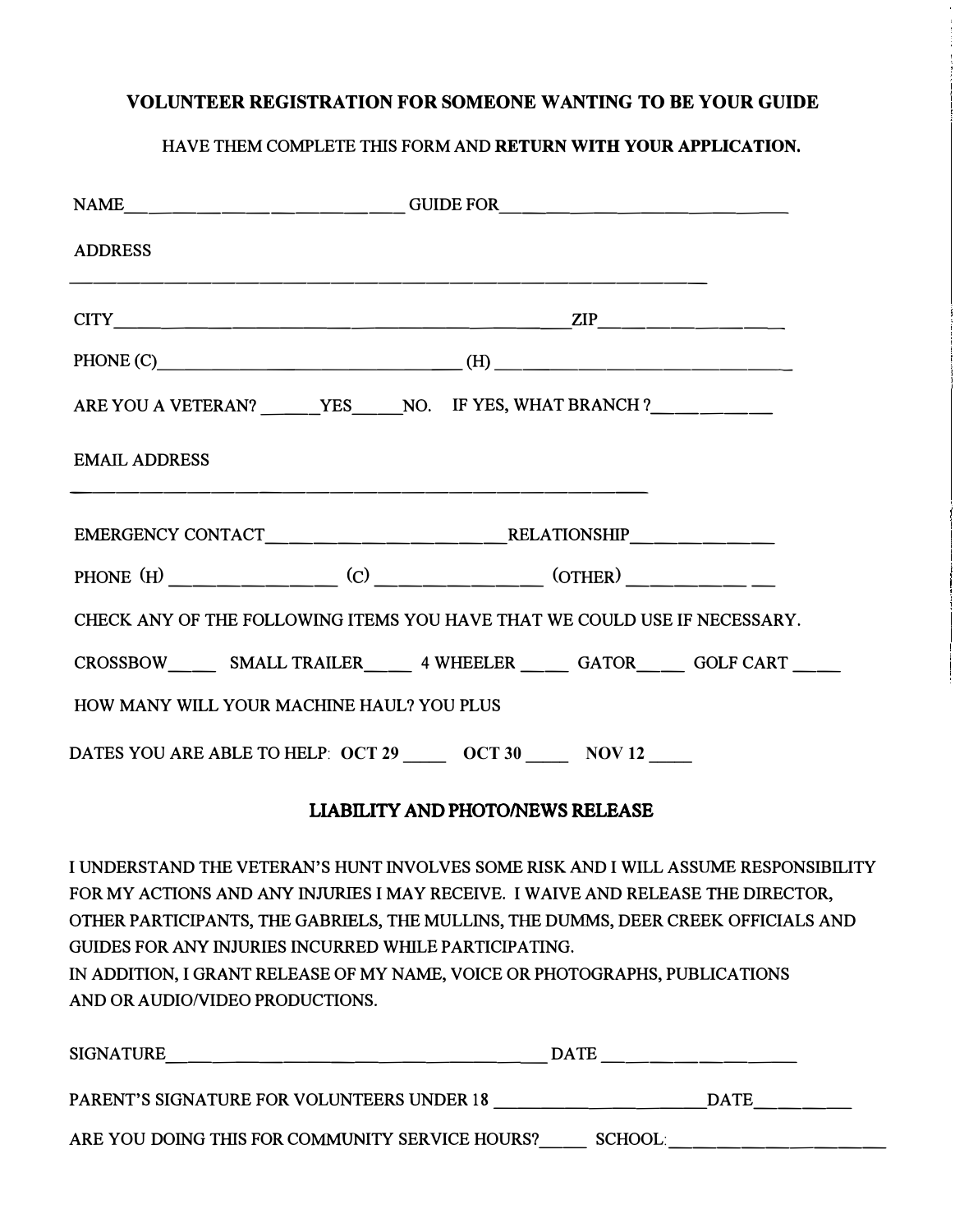**VOLUNTEER REGISTRATION FOR SOMEONE WANTING TO BE YOUR GUIDE**

HAVE THEM COMPLETE THIS FORM AND **RETURN WITH YOUR APPLICATION.**

NAME______________________________ GUIDE FOR______________________________

ADDRESS

______________________________________________________________________

CITY_______________________________________________ ZIP__________________

PHONE (C)________________________________ (H) ________________________________

ARE YOU A VETERAN? ______YES_____NO. IF YES, WHAT BRANCH ?____________

EMAIL ADDRESS

______________________________________________________________

EMERGENCY CONTACT________________________RELATIONSHIP______________

PHONE (H) ________________ (C) ________________ (OTHER) ______________

CHECK ANY OF THE FOLLOWING ITEMS YOU HAVE THAT WE COULD USE IF NECESSARY.

CROSSBOW_____ SMALL TRAILER_____ 4 WHEELER _____ GATOR_____ GOLF CART _____

HOW MANY WILL YOUR MACHINE HAUL? YOU PLUS

DATES YOU ARE ABLE TO HELP: **OCT 29** _____ **OCT 30** _____ **NOV 12** _____

**LIABILITY AND PHOTO/NEWS RELEASE**

I UNDERSTAND THE VETERAN'S HUNT INVOLVES SOME RISK AND I WILL ASSUME RESPONSIBILITY FOR MY ACTIONS AND ANY INJURIES I MAY RECEIVE. I WAIVE AND RELEASE THE DIRECTOR, OTHER PARTICIPANTS, THE GABRIELS, THE MULLINS, THE DUMMS, DEER CREEK OFFICIALS AND GUIDES FOR ANY INJURIES INCURRED WHILE PARTICIPATING.
IN ADDITION, I GRANT RELEASE OF MY NAME, VOICE OR PHOTOGRAPHS, PUBLICATIONS AND OR AUDIO/VIDEO PRODUCTIONS.

SIGNATURE________________________________________ DATE ____________________

PARENT'S SIGNATURE FOR VOLUNTEERS UNDER 18 ________________________DATE__________

ARE YOU DOING THIS FOR COMMUNITY SERVICE HOURS?_____ SCHOOL:________________________